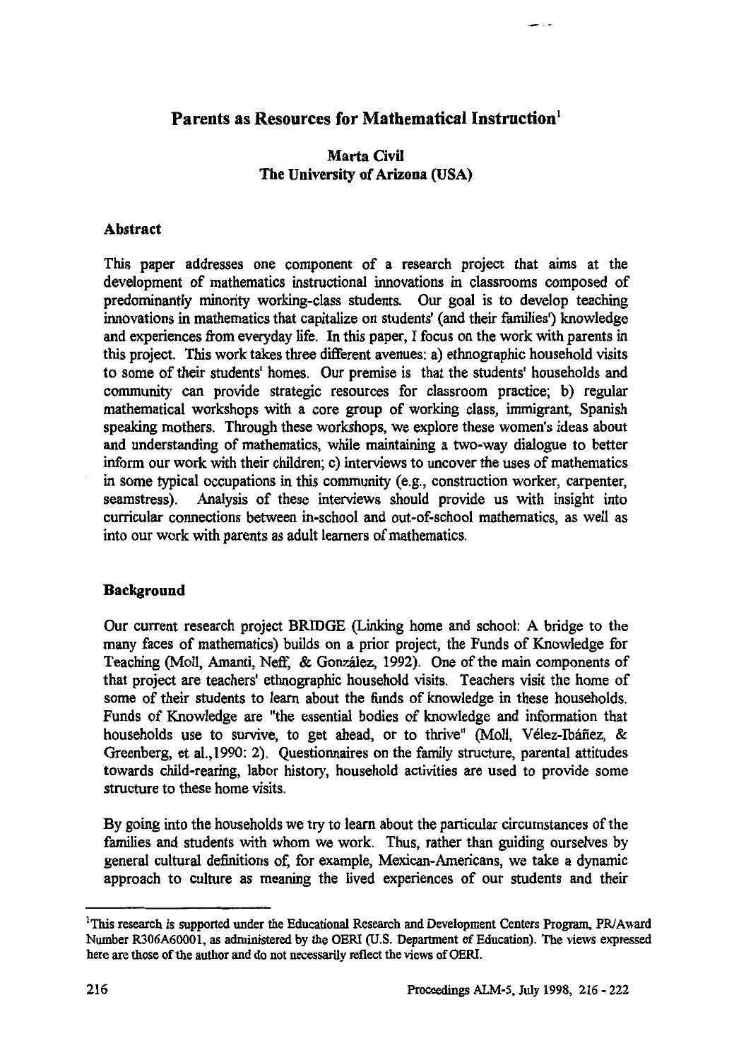# Parents as Resources for Mathematical Instruction[1]

**Marta Civil**
**The University of Arizona (USA)**

## Abstract

This paper addresses one component of a research project that aims at the development of mathematics instructional innovations in classrooms composed of predominantly minority working-class students. Our goal is to develop teaching innovations in mathematics that capitalize on students' (and their families') knowledge and experiences from everyday life. In this paper, I focus on the work with parents in this project. This work takes three different avenues: a) ethnographic household visits to some of their students' homes. Our premise is that the students' households and community can provide strategic resources for classroom practice; b) regular mathematical workshops with a core group of working class, immigrant, Spanish speaking mothers. Through these workshops, we explore these women's ideas about and understanding of mathematics, while maintaining a two-way dialogue to better inform our work with their children; c) interviews to uncover the uses of mathematics in some typical occupations in this community (e.g., construction worker, carpenter, seamstress). Analysis of these interviews should provide us with insight into curricular connections between in-school and out-of-school mathematics, as well as into our work with parents as adult learners of mathematics.

## Background

Our current research project BRIDGE (Linking home and school: A bridge to the many faces of mathematics) builds on a prior project, the Funds of Knowledge for Teaching (Moll, Amanti, Neff, & González, 1992). One of the main components of that project are teachers' ethnographic household visits. Teachers visit the home of some of their students to learn about the funds of knowledge in these households. Funds of Knowledge are "the essential bodies of knowledge and information that households use to survive, to get ahead, or to thrive" (Moll, Vélez-Ibáñez, & Greenberg, et al.,1990: 2). Questionnaires on the family structure, parental attitudes towards child-rearing, labor history, household activities are used to provide some structure to these home visits.

By going into the households we try to learn about the particular circumstances of the families and students with whom we work. Thus, rather than guiding ourselves by general cultural definitions of, for example, Mexican-Americans, we take a dynamic approach to culture as meaning the lived experiences of our students and their

---

[1] This research is supported under the Educational Research and Development Centers Program, PR/Award Number R306A60001, as administered by the OERI (U.S. Department of Education). The views expressed here are those of the author and do not necessarily reflect the views of OERI.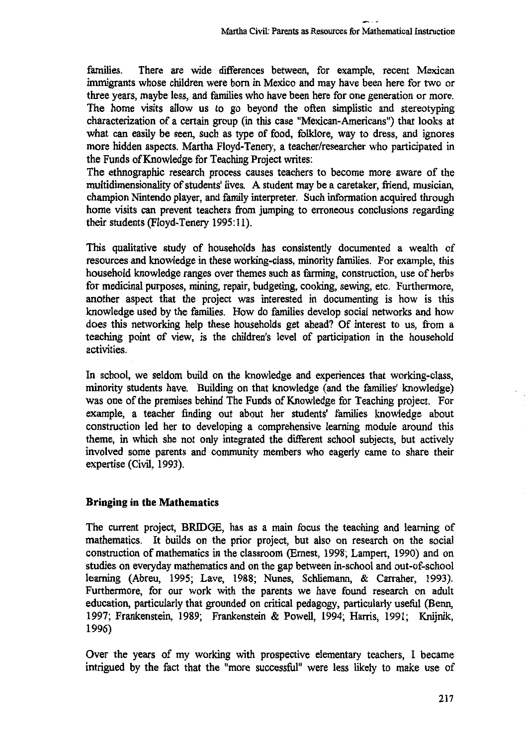families. There are wide differences between, for example, recent Mexican immigrants whose children were born in Mexico and may have been here for two or three years, maybe less, and families who have been here for one generation or more. The home visits allow us to go beyond the often simplistic and stereotyping characterization of a certain group (in this case "Mexican-Americans") that looks at what can easily be seen, such as type of food, folklore, way to dress, and ignores more hidden aspects. Martha Floyd-Tenery, a teacher/researcher who participated in the Funds of Knowledge for Teaching Project writes:

The ethnographic research process causes teachers to become more aware of the multidimensionality of students' lives. A student may be a caretaker, friend, musician, champion Nintendo player, and family interpreter. Such information acquired through home visits can prevent teachers from jumping to erroneous conclusions regarding their students (Floyd-Tenery 1995:11).

This qualitative study of households has consistently documented a wealth of resources and knowledge in these working-class, minority families. For example, this household knowledge ranges over themes such as farming, construction, use of herbs for medicinal purposes, mining, repair, budgeting, cooking, sewing, etc. Furthermore, another aspect that the project was interested in documenting is how is this knowledge used by the families. How do families develop social networks and how does this networking help these households get ahead? Of interest to us, from a teaching point of view, is the children's level of participation in the household activities.

In school, we seldom build on the knowledge and experiences that working-class, minority students have. Building on that knowledge (and the families' knowledge) was one of the premises behind The Funds of Knowledge for Teaching project. For example, a teacher finding out about her students' families knowledge about construction led her to developing a comprehensive learning module around this theme, in which she not only integrated the different school subjects, but actively involved some parents and community members who eagerly came to share their expertise (Civil, 1993).

## Bringing in the Mathematics

The current project, BRIDGE, has as a main focus the teaching and learning of mathematics. It builds on the prior project, but also on research on the social construction of mathematics in the classroom (Ernest, 1998; Lampert, 1990) and on studies on everyday mathematics and on the gap between in-school and out-of-school learning (Abreu, 1995; Lave, 1988; Nunes, Schliemann, & Carraher, 1993). Furthermore, for our work with the parents we have found research on adult education, particularly that grounded on critical pedagogy, particularly useful (Benn, 1997; Frankenstein, 1989; Frankenstein & Powell, 1994; Harris, 1991; Knijnik, 1996)

Over the years of my working with prospective elementary teachers, I became intrigued by the fact that the "more successful" were less likely to make use of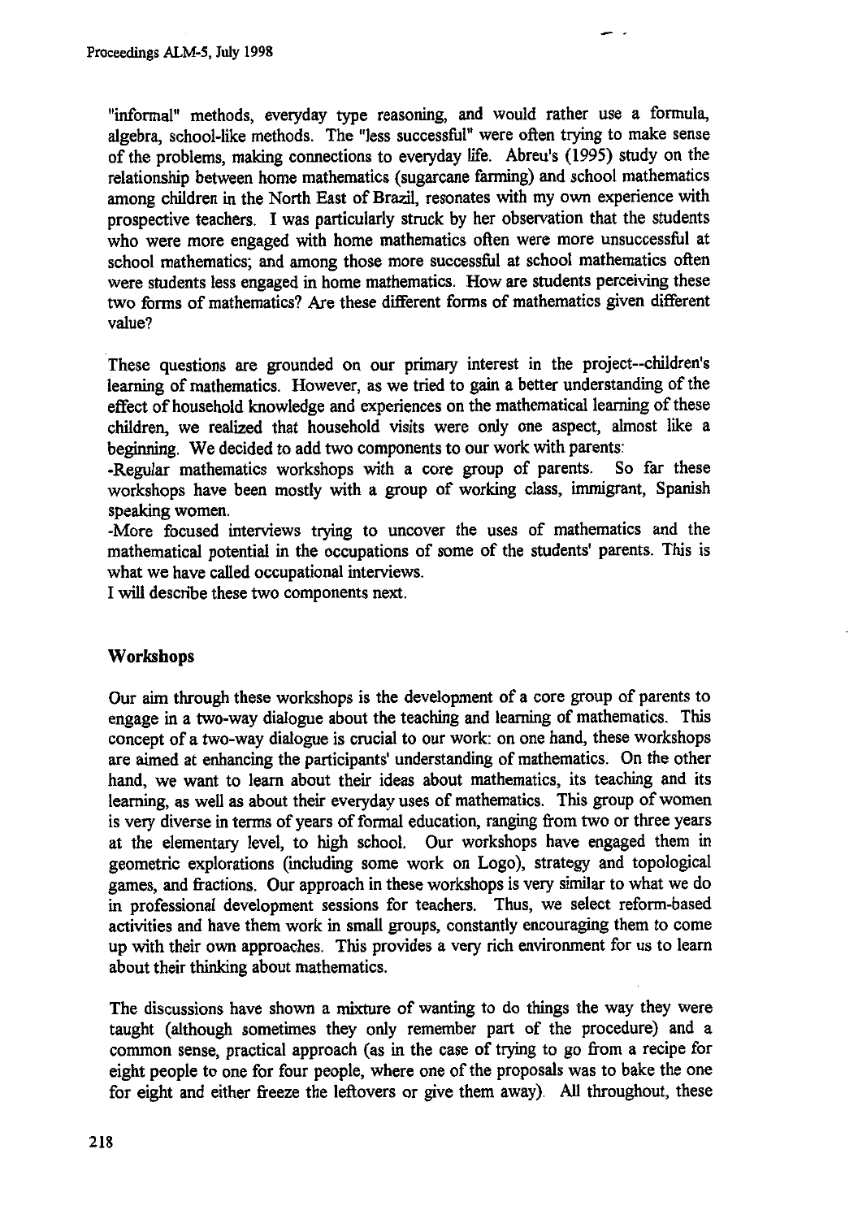"informal" methods, everyday type reasoning, and would rather use a formula, algebra, school-like methods. The "less successful" were often trying to make sense of the problems, making connections to everyday life. Abreu's (1995) study on the relationship between home mathematics (sugarcane farming) and school mathematics among children in the North East of Brazil, resonates with my own experience with prospective teachers. I was particularly struck by her observation that the students who were more engaged with home mathematics often were more unsuccessful at school mathematics; and among those more successful at school mathematics often were students less engaged in home mathematics. How are students perceiving these two forms of mathematics? Are these different forms of mathematics given different value?

These questions are grounded on our primary interest in the project--children's learning of mathematics. However, as we tried to gain a better understanding of the effect of household knowledge and experiences on the mathematical learning of these children, we realized that household visits were only one aspect, almost like a beginning. We decided to add two components to our work with parents:

-Regular mathematics workshops with a core group of parents. So far these workshops have been mostly with a group of working class, immigrant, Spanish speaking women.

-More focused interviews trying to uncover the uses of mathematics and the mathematical potential in the occupations of some of the students' parents. This is what we have called occupational interviews.

I will describe these two components next.

## Workshops

Our aim through these workshops is the development of a core group of parents to engage in a two-way dialogue about the teaching and learning of mathematics. This concept of a two-way dialogue is crucial to our work: on one hand, these workshops are aimed at enhancing the participants' understanding of mathematics. On the other hand, we want to learn about their ideas about mathematics, its teaching and its learning, as well as about their everyday uses of mathematics. This group of women is very diverse in terms of years of formal education, ranging from two or three years at the elementary level, to high school. Our workshops have engaged them in geometric explorations (including some work on Logo), strategy and topological games, and fractions. Our approach in these workshops is very similar to what we do in professional development sessions for teachers. Thus, we select reform-based activities and have them work in small groups, constantly encouraging them to come up with their own approaches. This provides a very rich environment for us to learn about their thinking about mathematics.

The discussions have shown a mixture of wanting to do things the way they were taught (although sometimes they only remember part of the procedure) and a common sense, practical approach (as in the case of trying to go from a recipe for eight people to one for four people, where one of the proposals was to bake the one for eight and either freeze the leftovers or give them away). All throughout, these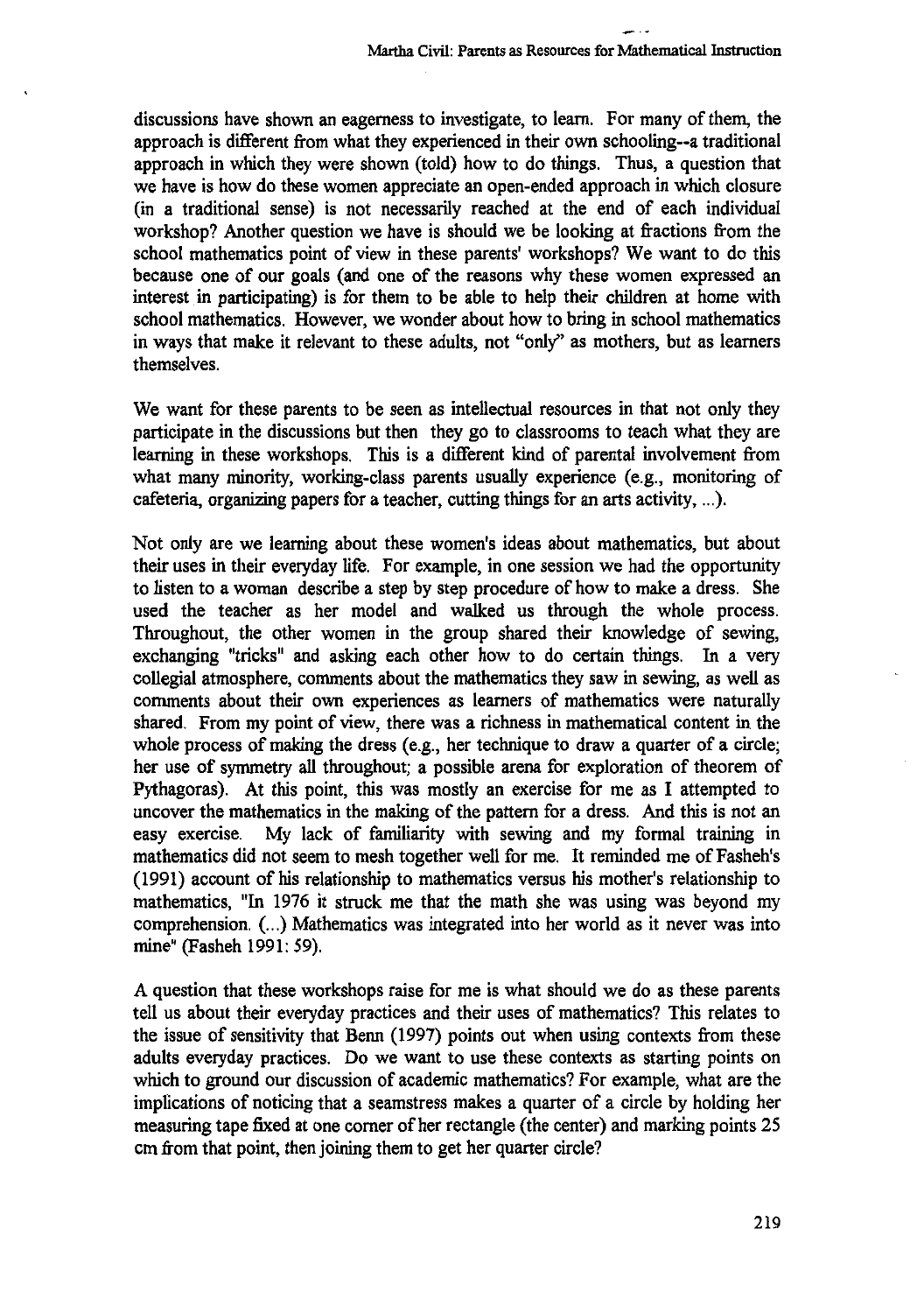discussions have shown an eagerness to investigate, to learn. For many of them, the approach is different from what they experienced in their own schooling--a traditional approach in which they were shown (told) how to do things. Thus, a question that we have is how do these women appreciate an open-ended approach in which closure (in a traditional sense) is not necessarily reached at the end of each individual workshop? Another question we have is should we be looking at fractions from the school mathematics point of view in these parents' workshops? We want to do this because one of our goals (and one of the reasons why these women expressed an interest in participating) is for them to be able to help their children at home with school mathematics. However, we wonder about how to bring in school mathematics in ways that make it relevant to these adults, not "only" as mothers, but as learners themselves.

We want for these parents to be seen as intellectual resources in that not only they participate in the discussions but then they go to classrooms to teach what they are learning in these workshops. This is a different kind of parental involvement from what many minority, working-class parents usually experience (e.g., monitoring of cafeteria, organizing papers for a teacher, cutting things for an arts activity, ...).

Not only are we learning about these women's ideas about mathematics, but about their uses in their everyday life. For example, in one session we had the opportunity to listen to a woman describe a step by step procedure of how to make a dress. She used the teacher as her model and walked us through the whole process. Throughout, the other women in the group shared their knowledge of sewing, exchanging "tricks" and asking each other how to do certain things. In a very collegial atmosphere, comments about the mathematics they saw in sewing, as well as comments about their own experiences as learners of mathematics were naturally shared. From my point of view, there was a richness in mathematical content in the whole process of making the dress (e.g., her technique to draw a quarter of a circle; her use of symmetry all throughout; a possible arena for exploration of theorem of Pythagoras). At this point, this was mostly an exercise for me as I attempted to uncover the mathematics in the making of the pattern for a dress. And this is not an easy exercise. My lack of familiarity with sewing and my formal training in mathematics did not seem to mesh together well for me. It reminded me of Fasheh's (1991) account of his relationship to mathematics versus his mother's relationship to mathematics, "In 1976 it struck me that the math she was using was beyond my comprehension. (...) Mathematics was integrated into her world as it never was into mine" (Fasheh 1991: 59).

A question that these workshops raise for me is what should we do as these parents tell us about their everyday practices and their uses of mathematics? This relates to the issue of sensitivity that Benn (1997) points out when using contexts from these adults everyday practices. Do we want to use these contexts as starting points on which to ground our discussion of academic mathematics? For example, what are the implications of noticing that a seamstress makes a quarter of a circle by holding her measuring tape fixed at one corner of her rectangle (the center) and marking points 25 cm from that point, then joining them to get her quarter circle?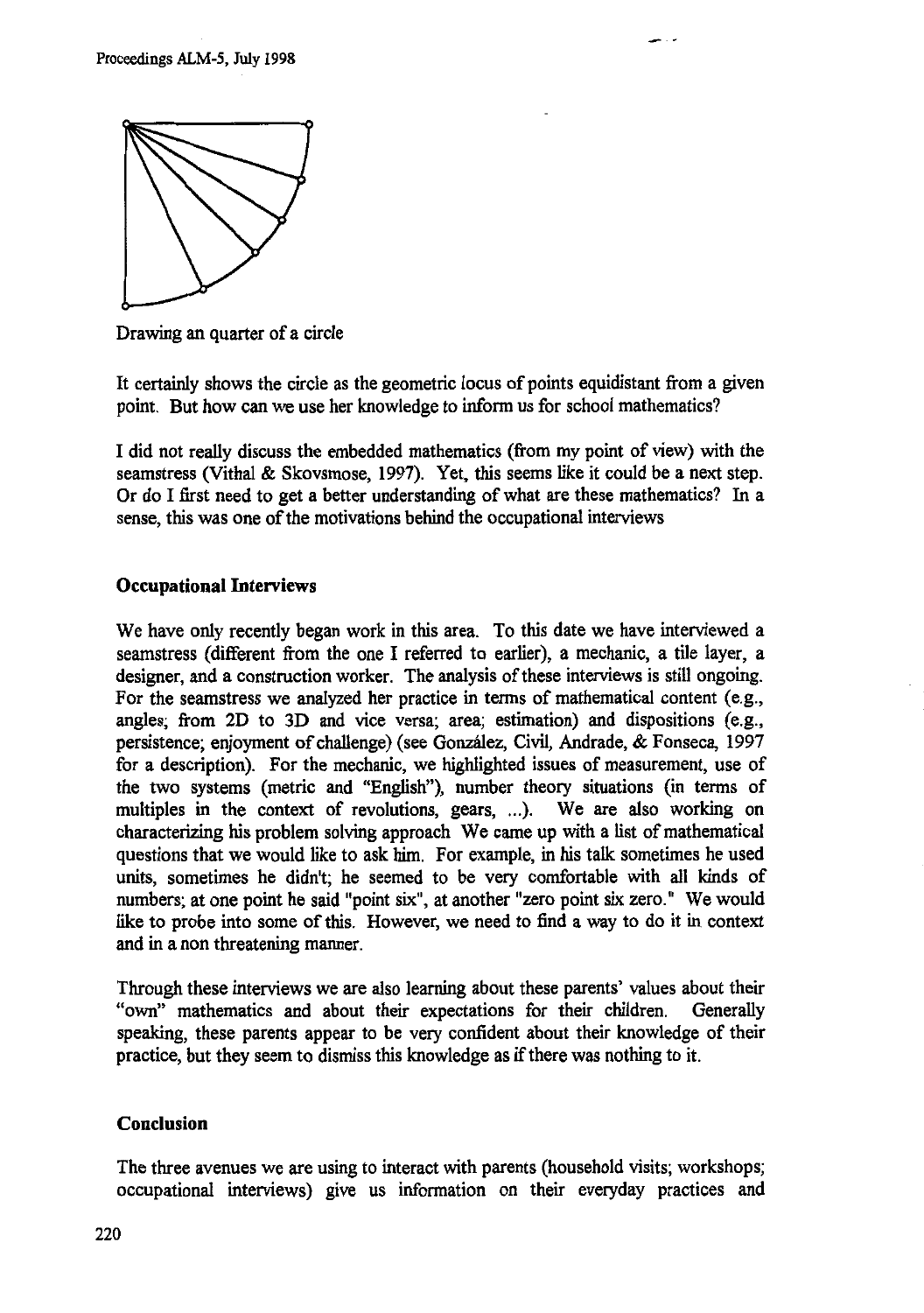Drawing an quarter of a circle

It certainly shows the circle as the geometric locus of points equidistant from a given point. But how can we use her knowledge to inform us for school mathematics?

I did not really discuss the embedded mathematics (from my point of view) with the seamstress (Vithal & Skovsmose, 1997). Yet, this seems like it could be a next step. Or do I first need to get a better understanding of what are these mathematics? In a sense, this was one of the motivations behind the occupational interviews

## Occupational Interviews

We have only recently began work in this area. To this date we have interviewed a seamstress (different from the one I referred to earlier), a mechanic, a tile layer, a designer, and a construction worker. The analysis of these interviews is still ongoing. For the seamstress we analyzed her practice in terms of mathematical content (e.g., angles; from 2D to 3D and vice versa; area; estimation) and dispositions (e.g., persistence; enjoyment of challenge) (see González, Civil, Andrade, & Fonseca, 1997 for a description). For the mechanic, we highlighted issues of measurement, use of the two systems (metric and "English"), number theory situations (in terms of multiples in the context of revolutions, gears, ...). We are also working on characterizing his problem solving approach We came up with a list of mathematical questions that we would like to ask him. For example, in his talk sometimes he used units, sometimes he didn't; he seemed to be very comfortable with all kinds of numbers; at one point he said "point six", at another "zero point six zero." We would like to probe into some of this. However, we need to find a way to do it in context and in a non threatening manner.

Through these interviews we are also learning about these parents' values about their "own" mathematics and about their expectations for their children. Generally speaking, these parents appear to be very confident about their knowledge of their practice, but they seem to dismiss this knowledge as if there was nothing to it.

## Conclusion

The three avenues we are using to interact with parents (household visits; workshops; occupational interviews) give us information on their everyday practices and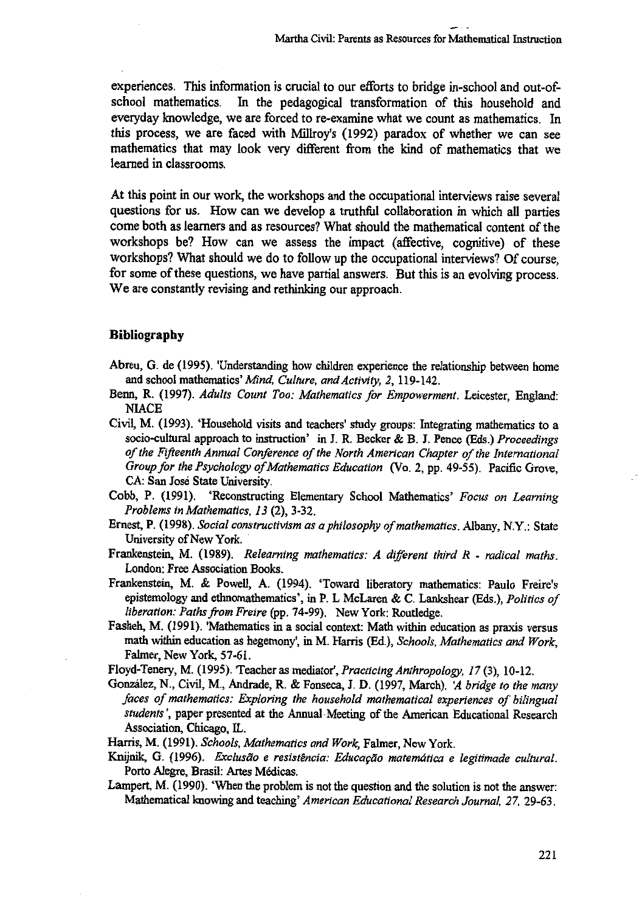experiences. This information is crucial to our efforts to bridge in-school and out-of-school mathematics. In the pedagogical transformation of this household and everyday knowledge, we are forced to re-examine what we count as mathematics. In this process, we are faced with Millroy's (1992) paradox of whether we can see mathematics that may look very different from the kind of mathematics that we learned in classrooms.

At this point in our work, the workshops and the occupational interviews raise several questions for us. How can we develop a truthful collaboration in which all parties come both as learners and as resources? What should the mathematical content of the workshops be? How can we assess the impact (affective, cognitive) of these workshops? What should we do to follow up the occupational interviews? Of course, for some of these questions, we have partial answers. But this is an evolving process. We are constantly revising and rethinking our approach.

### Bibliography

Abreu, G. de (1995). 'Understanding how children experience the relationship between home and school mathematics' *Mind, Culture, and Activity, 2*, 119-142.

Benn, R. (1997). *Adults Count Too: Mathematics for Empowerment*. Leicester, England: NIACE

Civil, M. (1993). 'Household visits and teachers' study groups: Integrating mathematics to a socio-cultural approach to instruction' in J. R. Becker & B. J. Pence (Eds.) *Proceedings of the Fifteenth Annual Conference of the North American Chapter of the International Group for the Psychology of Mathematics Education* (Vo. 2, pp. 49-55). Pacific Grove, CA: San José State University.

Cobb, P. (1991). 'Reconstructing Elementary School Mathematics' *Focus on Learning Problems in Mathematics, 13* (2), 3-32.

Ernest, P. (1998). *Social constructivism as a philosophy of mathematics*. Albany, N.Y.: State University of New York.

Frankenstein, M. (1989). *Relearning mathematics: A different third R - radical maths*. London: Free Association Books.

Frankenstein, M. & Powell, A. (1994). 'Toward liberatory mathematics: Paulo Freire's epistemology and ethnomathematics', in P. L McLaren & C. Lankshear (Eds.), *Politics of liberation: Paths from Freire* (pp. 74-99). New York: Routledge.

Fasheh, M. (1991). 'Mathematics in a social context: Math within education as praxis versus math within education as hegemony', in M. Harris (Ed.), *Schools, Mathematics and Work*, Falmer, New York, 57-61.

Floyd-Tenery, M. (1995). 'Teacher as mediator', *Practicing Anthropology, 17* (3), 10-12.

González, N., Civil, M., Andrade, R. & Fonseca, J. D. (1997, March). *'A bridge to the many faces of mathematics: Exploring the household mathematical experiences of bilingual students'*, paper presented at the Annual Meeting of the American Educational Research Association, Chicago, IL.

Harris, M. (1991). *Schools, Mathematics and Work*, Falmer, New York.

Knijnik, G. (1996). *Exclusão e resistência: Educação matemática e legitimade cultural*. Porto Alegre, Brasil: Artes Médicas.

Lampert, M. (1990). 'When the problem is not the question and the solution is not the answer: Mathematical knowing and teaching' *American Educational Research Journal, 27*, 29-63.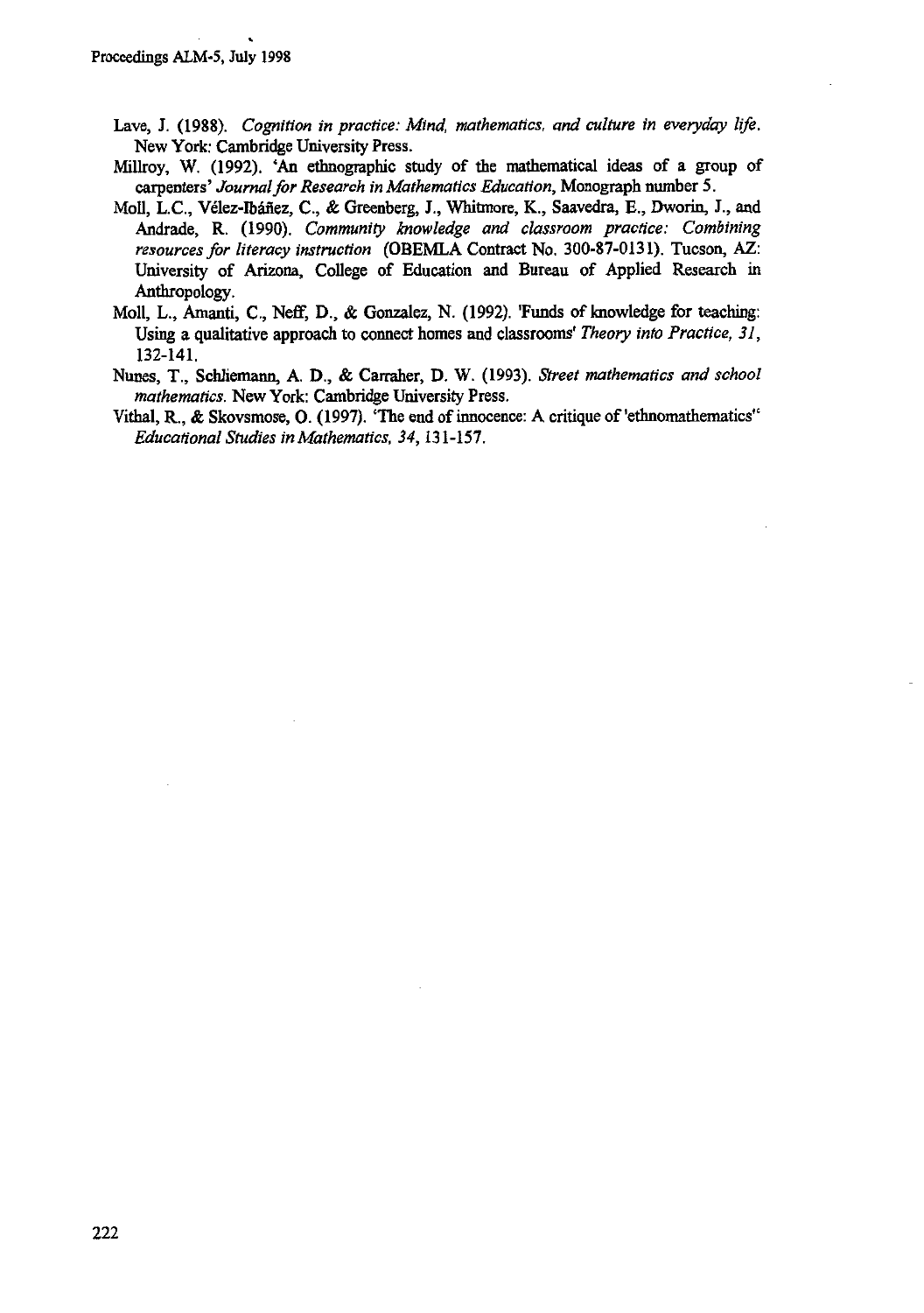Lave, J. (1988). *Cognition in practice: Mind, mathematics, and culture in everyday life*. New York: Cambridge University Press.

Millroy, W. (1992). 'An ethnographic study of the mathematical ideas of a group of carpenters' *Journal for Research in Mathematics Education*, Monograph number 5.

Moll, L.C., Vélez-Ibáñez, C., & Greenberg, J., Whitmore, K., Saavedra, E., Dworin, J., and Andrade, R. (1990). *Community knowledge and classroom practice: Combining resources for literacy instruction* (OBEMLA Contract No. 300-87-0131). Tucson, AZ: University of Arizona, College of Education and Bureau of Applied Research in Anthropology.

Moll, L., Amanti, C., Neff, D., & Gonzalez, N. (1992). 'Funds of knowledge for teaching: Using a qualitative approach to connect homes and classrooms' *Theory into Practice, 31*, 132-141.

Nunes, T., Schliemann, A. D., & Carraher, D. W. (1993). *Street mathematics and school mathematics*. New York: Cambridge University Press.

Vithal, R., & Skovsmose, O. (1997). 'The end of innocence: A critique of 'ethnomathematics'' *Educational Studies in Mathematics, 34*, 131-157.